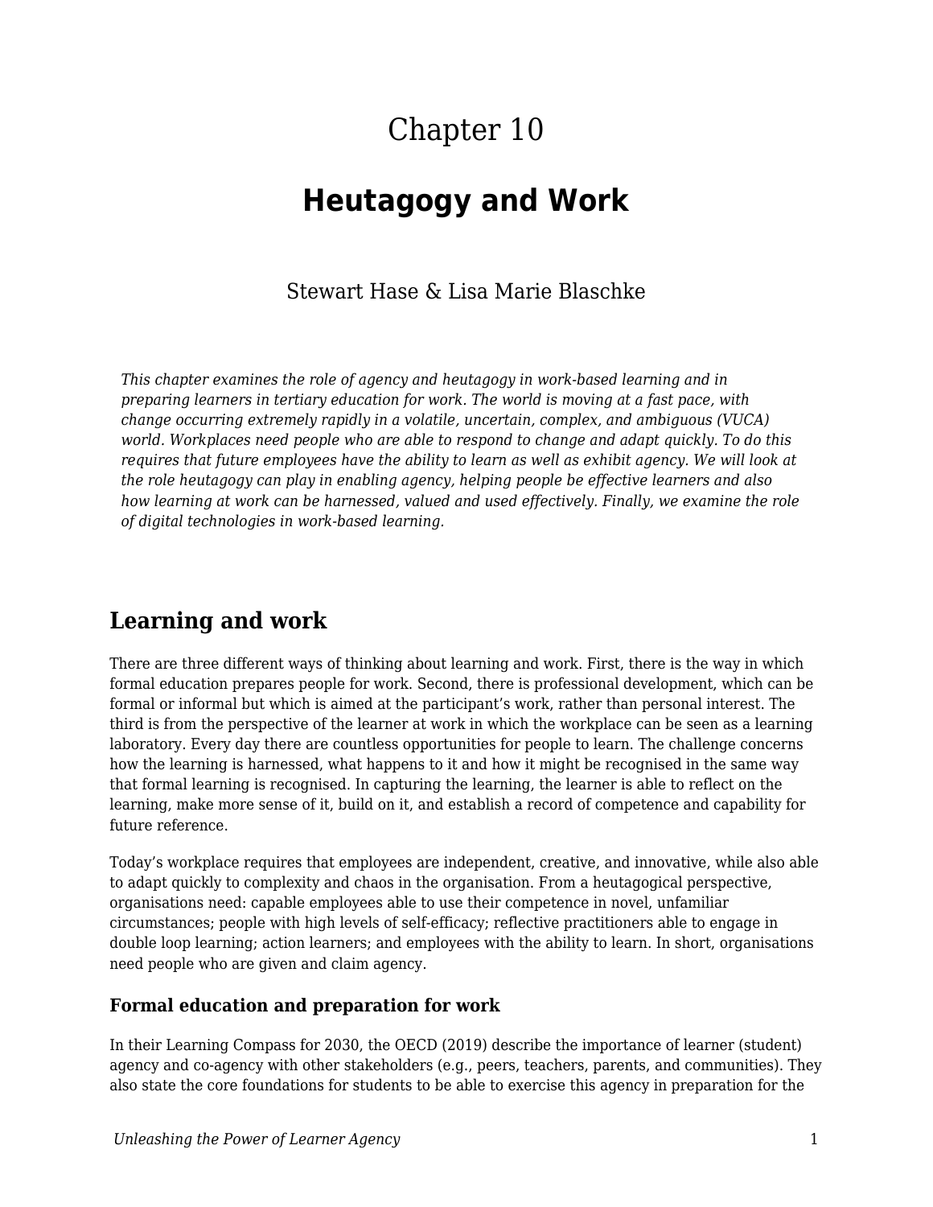# Chapter 10

# Heutagogy and Work

Stewart Hase & Lisa Marie Blaschke

*This chapter examines the role of agency and heutagogy in work-based learning and in preparing learners in tertiary education for work. The world is moving at a fast pace, with change occurring extremely rapidly in a volatile, uncertain, complex, and ambiguous (VUCA) world. Workplaces need people who are able to respond to change and adapt quickly. To do this requires that future employees have the ability to learn as well as exhibit agency. We will look at the role heutagogy can play in enabling agency, helping people be effective learners and also how learning at work can be harnessed, valued and used effectively. Finally, we examine the role of digital technologies in work-based learning.*

## Learning and work

There are three different ways of thinking about learning and work. First, there is the way in which formal education prepares people for work. Second, there is professional development, which can be formal or informal but which is aimed at the participant's work, rather than personal interest. The third is from the perspective of the learner at work in which the workplace can be seen as a learning laboratory. Every day there are countless opportunities for people to learn. The challenge concerns how the learning is harnessed, what happens to it and how it might be recognised in the same way that formal learning is recognised. In capturing the learning, the learner is able to reflect on the learning, make more sense of it, build on it, and establish a record of competence and capability for future reference.

Today's workplace requires that employees are independent, creative, and innovative, while also able to adapt quickly to complexity and chaos in the organisation. From a heutagogical perspective, organisations need: capable employees able to use their competence in novel, unfamiliar circumstances; people with high levels of self-efficacy; reflective practitioners able to engage in double loop learning; action learners; and employees with the ability to learn. In short, organisations need people who are given and claim agency.

### Formal education and preparation for work

In their Learning Compass for 2030, the OECD (2019) describe the importance of learner (student) agency and co-agency with other stakeholders (e.g., peers, teachers, parents, and communities). They also state the core foundations for students to be able to exercise this agency in preparation for the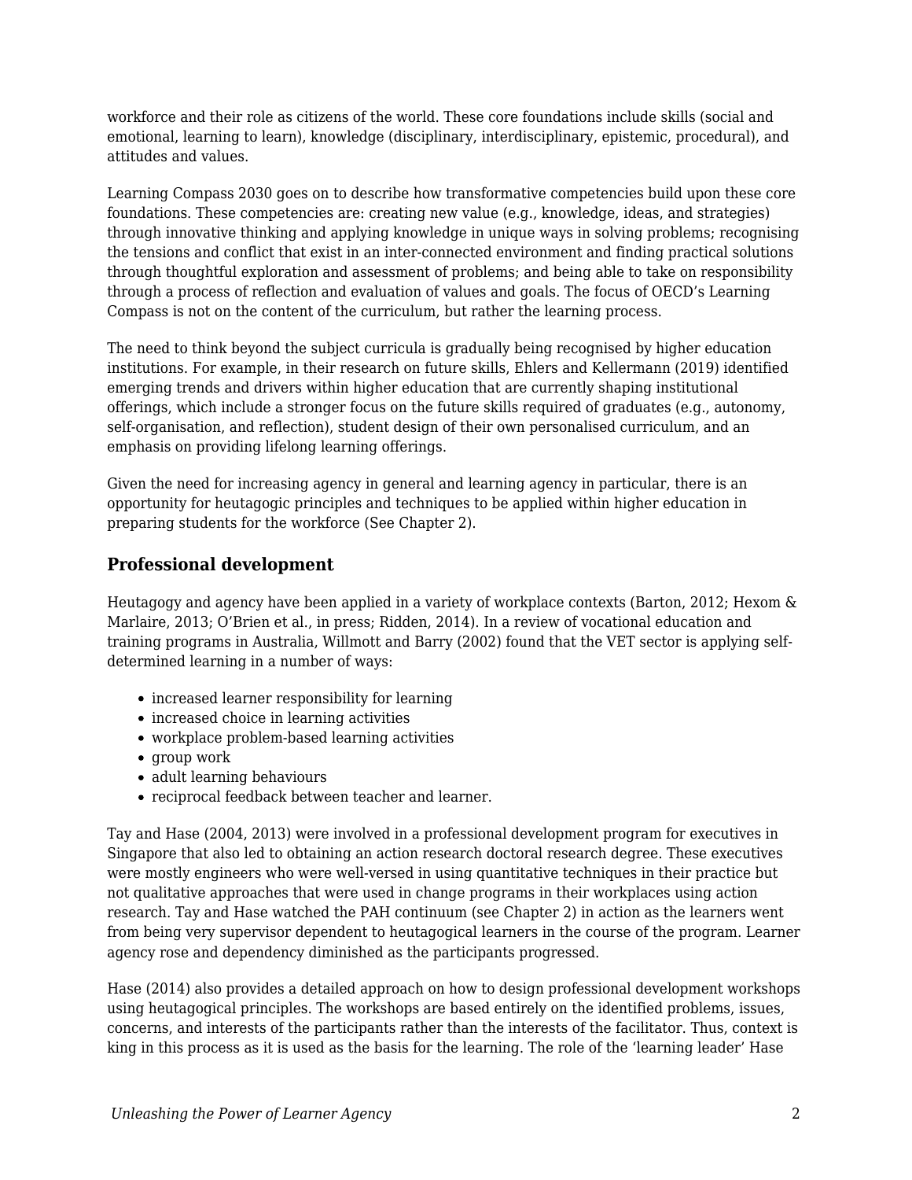workforce and their role as citizens of the world. These core foundations include skills (social and emotional, learning to learn), knowledge (disciplinary, interdisciplinary, epistemic, procedural), and attitudes and values.

Learning Compass 2030 goes on to describe how transformative competencies build upon these core foundations. These competencies are: creating new value (e.g., knowledge, ideas, and strategies) through innovative thinking and applying knowledge in unique ways in solving problems; recognising the tensions and conflict that exist in an inter-connected environment and finding practical solutions through thoughtful exploration and assessment of problems; and being able to take on responsibility through a process of reflection and evaluation of values and goals. The focus of OECD's Learning Compass is not on the content of the curriculum, but rather the learning process.

The need to think beyond the subject curricula is gradually being recognised by higher education institutions. For example, in their research on future skills, Ehlers and Kellermann (2019) identified emerging trends and drivers within higher education that are currently shaping institutional offerings, which include a stronger focus on the future skills required of graduates (e.g., autonomy, self-organisation, and reflection), student design of their own personalised curriculum, and an emphasis on providing lifelong learning offerings.

Given the need for increasing agency in general and learning agency in particular, there is an opportunity for heutagogic principles and techniques to be applied within higher education in preparing students for the workforce (See Chapter 2).

## Professional development

Heutagogy and agency have been applied in a variety of workplace contexts (Barton, 2012; Hexom & Marlaire, 2013; O'Brien et al., in press; Ridden, 2014). In a review of vocational education and training programs in Australia, Willmott and Barry (2002) found that the VET sector is applying self-determined learning in a number of ways:

- increased learner responsibility for learning
- increased choice in learning activities
- workplace problem-based learning activities
- group work
- adult learning behaviours
- reciprocal feedback between teacher and learner.

Tay and Hase (2004, 2013) were involved in a professional development program for executives in Singapore that also led to obtaining an action research doctoral research degree. These executives were mostly engineers who were well-versed in using quantitative techniques in their practice but not qualitative approaches that were used in change programs in their workplaces using action research. Tay and Hase watched the PAH continuum (see Chapter 2) in action as the learners went from being very supervisor dependent to heutagogical learners in the course of the program. Learner agency rose and dependency diminished as the participants progressed.

Hase (2014) also provides a detailed approach on how to design professional development workshops using heutagogical principles. The workshops are based entirely on the identified problems, issues, concerns, and interests of the participants rather than the interests of the facilitator. Thus, context is king in this process as it is used as the basis for the learning. The role of the 'learning leader' Hase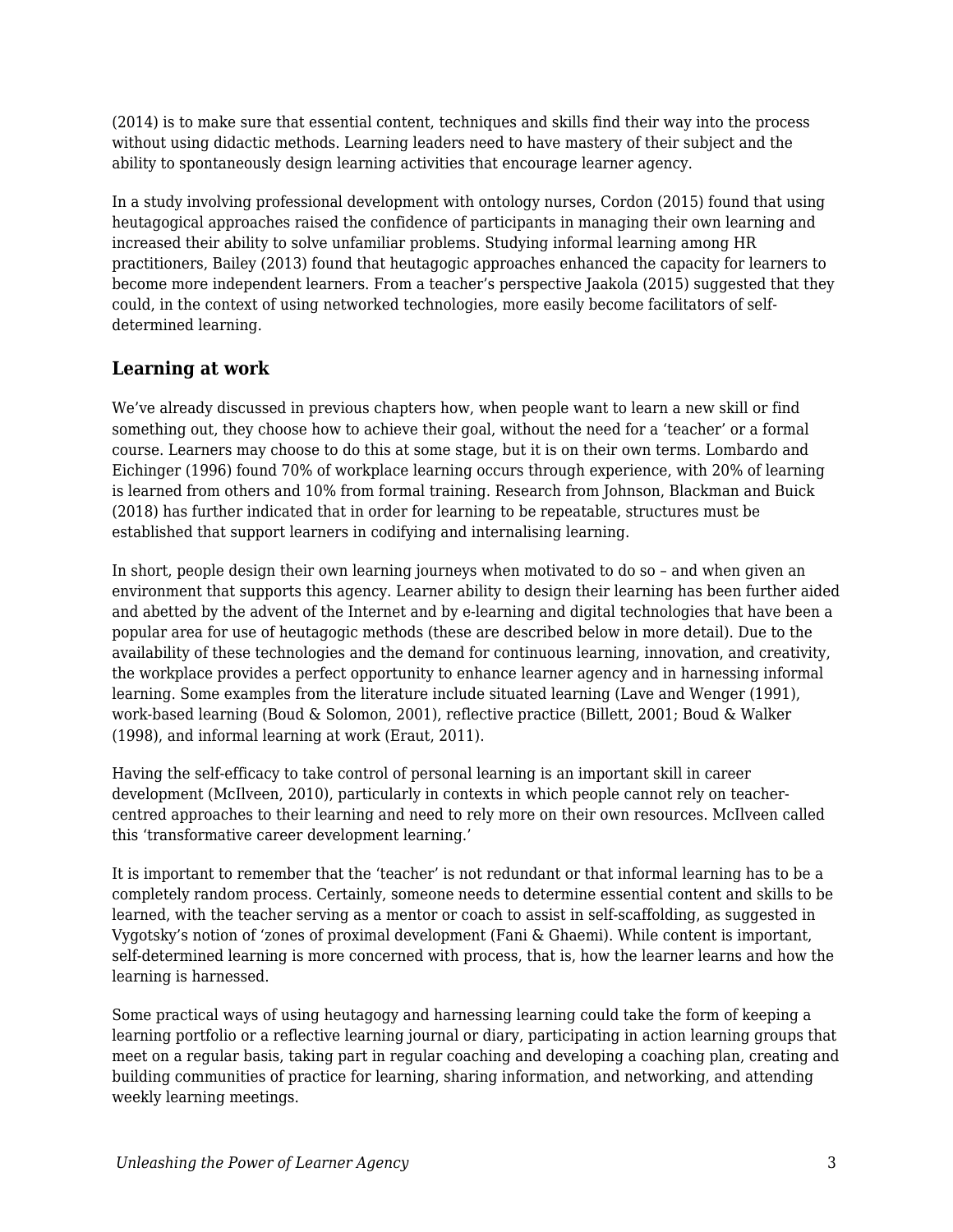(2014) is to make sure that essential content, techniques and skills find their way into the process without using didactic methods. Learning leaders need to have mastery of their subject and the ability to spontaneously design learning activities that encourage learner agency.

In a study involving professional development with ontology nurses, Cordon (2015) found that using heutagogical approaches raised the confidence of participants in managing their own learning and increased their ability to solve unfamiliar problems. Studying informal learning among HR practitioners, Bailey (2013) found that heutagogic approaches enhanced the capacity for learners to become more independent learners. From a teacher's perspective Jaakola (2015) suggested that they could, in the context of using networked technologies, more easily become facilitators of self-determined learning.

### Learning at work

We've already discussed in previous chapters how, when people want to learn a new skill or find something out, they choose how to achieve their goal, without the need for a 'teacher' or a formal course. Learners may choose to do this at some stage, but it is on their own terms. Lombardo and Eichinger (1996) found 70% of workplace learning occurs through experience, with 20% of learning is learned from others and 10% from formal training. Research from Johnson, Blackman and Buick (2018) has further indicated that in order for learning to be repeatable, structures must be established that support learners in codifying and internalising learning.

In short, people design their own learning journeys when motivated to do so – and when given an environment that supports this agency. Learner ability to design their learning has been further aided and abetted by the advent of the Internet and by e-learning and digital technologies that have been a popular area for use of heutagogic methods (these are described below in more detail). Due to the availability of these technologies and the demand for continuous learning, innovation, and creativity, the workplace provides a perfect opportunity to enhance learner agency and in harnessing informal learning. Some examples from the literature include situated learning (Lave and Wenger (1991), work-based learning (Boud & Solomon, 2001), reflective practice (Billett, 2001; Boud & Walker (1998), and informal learning at work (Eraut, 2011).

Having the self-efficacy to take control of personal learning is an important skill in career development (McIlveen, 2010), particularly in contexts in which people cannot rely on teacher-centred approaches to their learning and need to rely more on their own resources. McIlveen called this 'transformative career development learning.'

It is important to remember that the 'teacher' is not redundant or that informal learning has to be a completely random process. Certainly, someone needs to determine essential content and skills to be learned, with the teacher serving as a mentor or coach to assist in self-scaffolding, as suggested in Vygotsky's notion of 'zones of proximal development (Fani & Ghaemi). While content is important, self-determined learning is more concerned with process, that is, how the learner learns and how the learning is harnessed.

Some practical ways of using heutagogy and harnessing learning could take the form of keeping a learning portfolio or a reflective learning journal or diary, participating in action learning groups that meet on a regular basis, taking part in regular coaching and developing a coaching plan, creating and building communities of practice for learning, sharing information, and networking, and attending weekly learning meetings.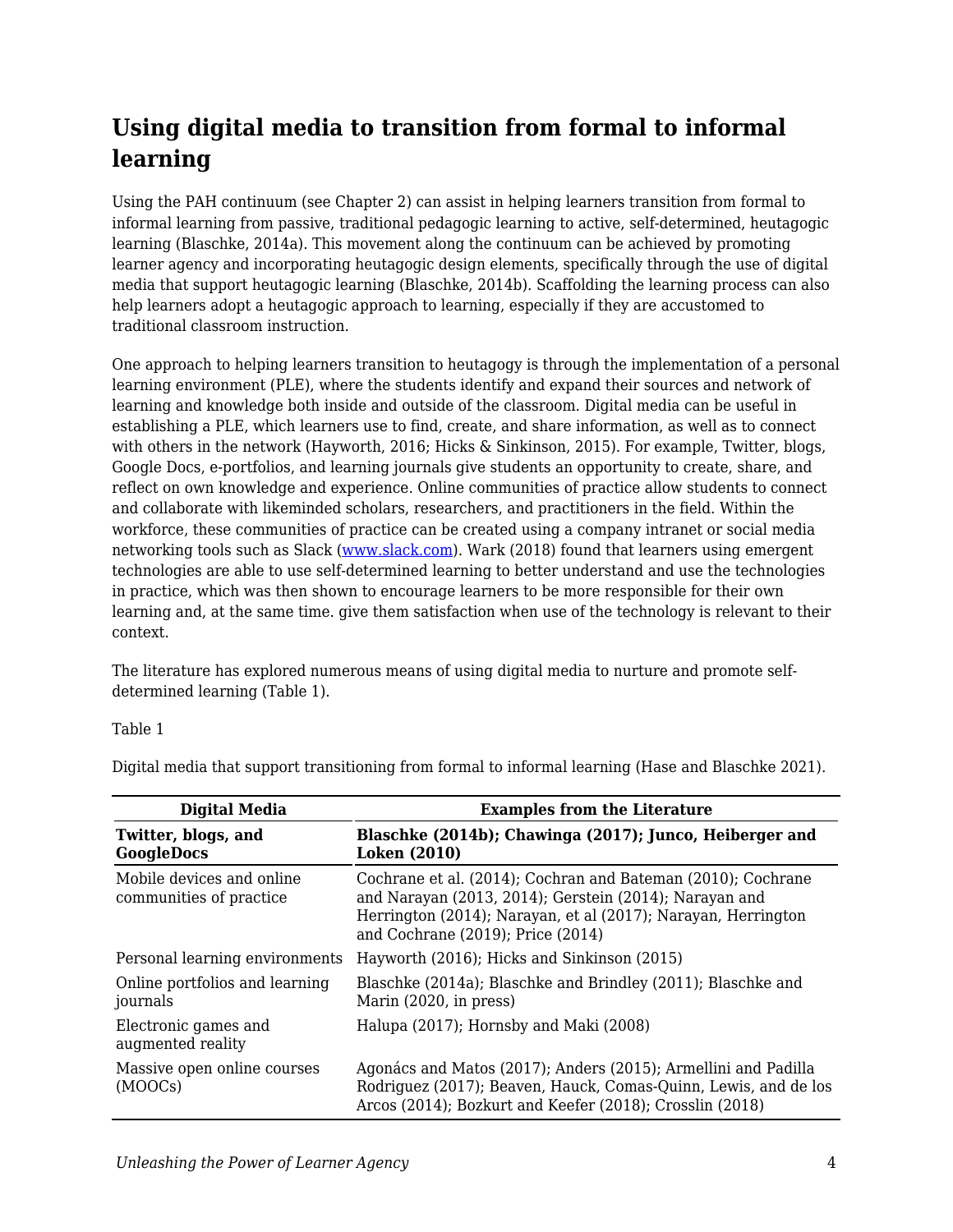## Using digital media to transition from formal to informal learning

Using the PAH continuum (see Chapter 2) can assist in helping learners transition from formal to informal learning from passive, traditional pedagogic learning to active, self-determined, heutagogic learning (Blaschke, 2014a). This movement along the continuum can be achieved by promoting learner agency and incorporating heutagogic design elements, specifically through the use of digital media that support heutagogic learning (Blaschke, 2014b). Scaffolding the learning process can also help learners adopt a heutagogic approach to learning, especially if they are accustomed to traditional classroom instruction.

One approach to helping learners transition to heutagogy is through the implementation of a personal learning environment (PLE), where the students identify and expand their sources and network of learning and knowledge both inside and outside of the classroom. Digital media can be useful in establishing a PLE, which learners use to find, create, and share information, as well as to connect with others in the network (Hayworth, 2016; Hicks & Sinkinson, 2015). For example, Twitter, blogs, Google Docs, e-portfolios, and learning journals give students an opportunity to create, share, and reflect on own knowledge and experience. Online communities of practice allow students to connect and collaborate with likeminded scholars, researchers, and practitioners in the field. Within the workforce, these communities of practice can be created using a company intranet or social media networking tools such as Slack ([www.slack.com](http://www.slack.com)). Wark (2018) found that learners using emergent technologies are able to use self-determined learning to better understand and use the technologies in practice, which was then shown to encourage learners to be more responsible for their own learning and, at the same time. give them satisfaction when use of the technology is relevant to their context.

The literature has explored numerous means of using digital media to nurture and promote self-determined learning (Table 1).

Table 1

Digital media that support transitioning from formal to informal learning (Hase and Blaschke 2021).

| Digital Media | Examples from the Literature |
|---|---|
| **Twitter, blogs, and GoogleDocs** | **Blaschke (2014b); Chawinga (2017); Junco, Heiberger and Loken (2010)** |
| Mobile devices and online communities of practice | Cochrane et al. (2014); Cochran and Bateman (2010); Cochrane and Narayan (2013, 2014); Gerstein (2014); Narayan and Herrington (2014); Narayan, et al (2017); Narayan, Herrington and Cochrane (2019); Price (2014) |
| Personal learning environments | Hayworth (2016); Hicks and Sinkinson (2015) |
| Online portfolios and learning journals | Blaschke (2014a); Blaschke and Brindley (2011); Blaschke and Marin (2020, in press) |
| Electronic games and augmented reality | Halupa (2017); Hornsby and Maki (2008) |
| Massive open online courses (MOOCs) | Agonács and Matos (2017); Anders (2015); Armellini and Padilla Rodriguez (2017); Beaven, Hauck, Comas-Quinn, Lewis, and de los Arcos (2014); Bozkurt and Keefer (2018); Crosslin (2018) |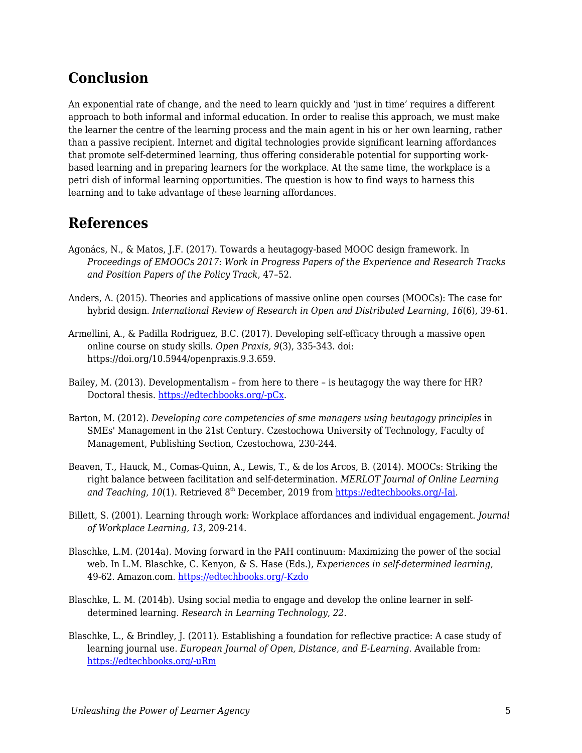## Conclusion

An exponential rate of change, and the need to learn quickly and 'just in time' requires a different approach to both informal and informal education. In order to realise this approach, we must make the learner the centre of the learning process and the main agent in his or her own learning, rather than a passive recipient. Internet and digital technologies provide significant learning affordances that promote self-determined learning, thus offering considerable potential for supporting work-based learning and in preparing learners for the workplace. At the same time, the workplace is a petri dish of informal learning opportunities. The question is how to find ways to harness this learning and to take advantage of these learning affordances.

## References

Agonács, N., & Matos, J.F. (2017). Towards a heutagogy-based MOOC design framework. In *Proceedings of EMOOCs 2017: Work in Progress Papers of the Experience and Research Tracks and Position Papers of the Policy Track*, 47–52.

Anders, A. (2015). Theories and applications of massive online open courses (MOOCs): The case for hybrid design. *International Review of Research in Open and Distributed Learning*, *16*(6), 39-61.

Armellini, A., & Padilla Rodriguez, B.C. (2017). Developing self-efficacy through a massive open online course on study skills. *Open Praxis, 9*(3), 335-343. doi: https://doi.org/10.5944/openpraxis.9.3.659.

Bailey, M. (2013). Developmentalism – from here to there – is heutagogy the way there for HR? Doctoral thesis. https://edtechbooks.org/-pCx.

Barton, M. (2012). *Developing core competencies of sme managers using heutagogy principles* in SMEs' Management in the 21st Century. Czestochowa University of Technology, Faculty of Management, Publishing Section, Czestochowa, 230-244.

Beaven, T., Hauck, M., Comas-Quinn, A., Lewis, T., & de los Arcos, B. (2014). MOOCs: Striking the right balance between facilitation and self-determination. *MERLOT Journal of Online Learning and Teaching, 10*(1). Retrieved 8th December, 2019 from https://edtechbooks.org/-Iai.

Billett, S. (2001). Learning through work: Workplace affordances and individual engagement. *Journal of Workplace Learning, 13*, 209-214.

Blaschke, L.M. (2014a). Moving forward in the PAH continuum: Maximizing the power of the social web. In L.M. Blaschke, C. Kenyon, & S. Hase (Eds.), *Experiences in self-determined learning*, 49-62. Amazon.com. https://edtechbooks.org/-Kzdo

Blaschke, L. M. (2014b). Using social media to engage and develop the online learner in self-determined learning. *Research in Learning Technology*, *22*.

Blaschke, L., & Brindley, J. (2011). Establishing a foundation for reflective practice: A case study of learning journal use. *European Journal of Open, Distance, and E-Learning.* Available from: https://edtechbooks.org/-uRm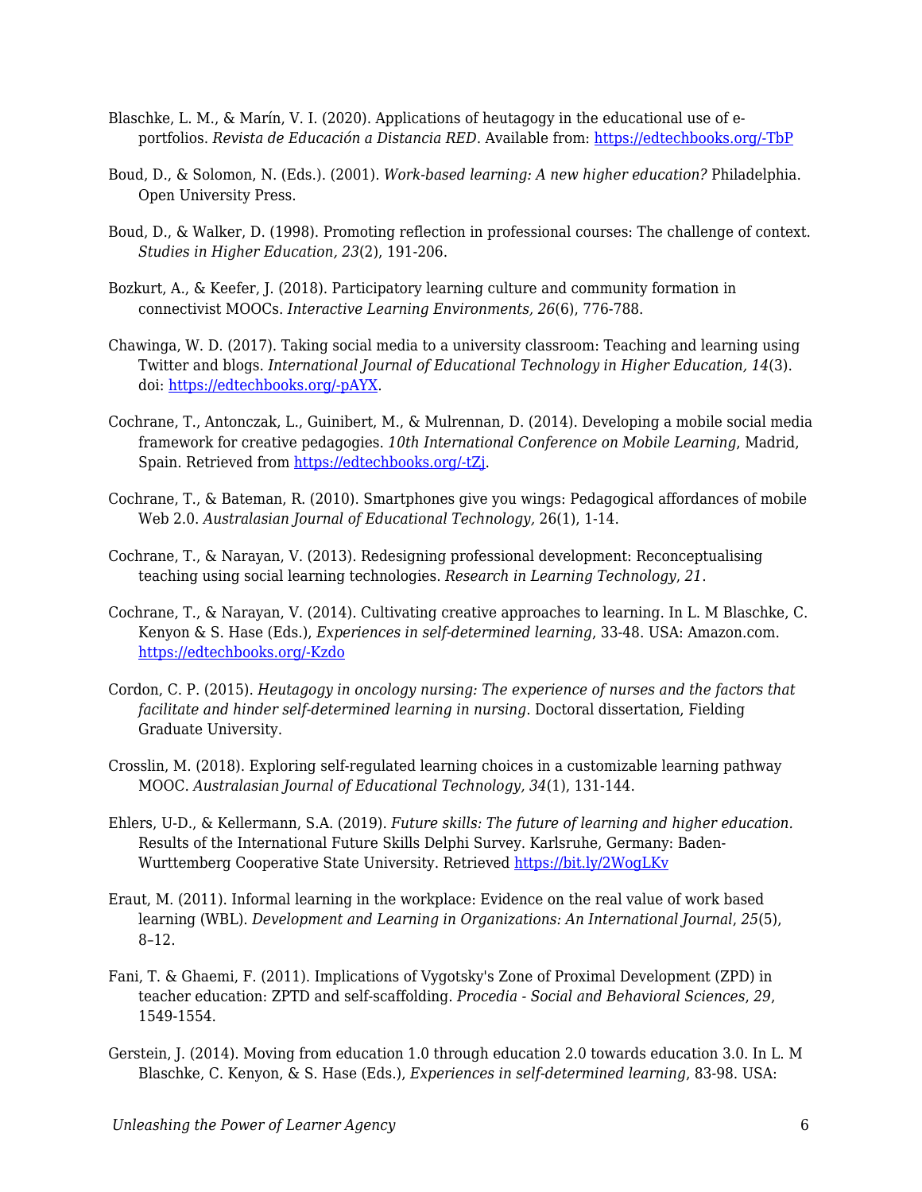Blaschke, L. M., & Marín, V. I. (2020). Applications of heutagogy in the educational use of e-portfolios. *Revista de Educación a Distancia RED*. Available from: https://edtechbooks.org/-TbP

Boud, D., & Solomon, N. (Eds.). (2001). *Work-based learning: A new higher education?* Philadelphia. Open University Press.

Boud, D., & Walker, D. (1998). Promoting reflection in professional courses: The challenge of context. *Studies in Higher Education, 23*(2), 191-206.

Bozkurt, A., & Keefer, J. (2018). Participatory learning culture and community formation in connectivist MOOCs. *Interactive Learning Environments, 26*(6), 776-788.

Chawinga, W. D. (2017). Taking social media to a university classroom: Teaching and learning using Twitter and blogs. *International Journal of Educational Technology in Higher Education, 14*(3). doi: https://edtechbooks.org/-pAYX.

Cochrane, T., Antonczak, L., Guinibert, M., & Mulrennan, D. (2014). Developing a mobile social media framework for creative pedagogies. *10th International Conference on Mobile Learning*, Madrid, Spain. Retrieved from https://edtechbooks.org/-tZj.

Cochrane, T., & Bateman, R. (2010). Smartphones give you wings: Pedagogical affordances of mobile Web 2.0. *Australasian Journal of Educational Technology,* 26(1), 1-14.

Cochrane, T., & Narayan, V. (2013). Redesigning professional development: Reconceptualising teaching using social learning technologies. *Research in Learning Technology*, *21*.

Cochrane, T., & Narayan, V. (2014). Cultivating creative approaches to learning. In L. M Blaschke, C. Kenyon & S. Hase (Eds.), *Experiences in self-determined learning*, 33-48. USA: Amazon.com. https://edtechbooks.org/-Kzdo

Cordon, C. P. (2015). *Heutagogy in oncology nursing: The experience of nurses and the factors that facilitate and hinder self-determined learning in nursing*. Doctoral dissertation, Fielding Graduate University.

Crosslin, M. (2018). Exploring self-regulated learning choices in a customizable learning pathway MOOC. *Australasian Journal of Educational Technology*, *34*(1), 131-144.

Ehlers, U-D., & Kellermann, S.A. (2019). *Future skills: The future of learning and higher education.* Results of the International Future Skills Delphi Survey. Karlsruhe, Germany: Baden-Wurttemberg Cooperative State University. Retrieved https://bit.ly/2WogLKv

Eraut, M. (2011). Informal learning in the workplace: Evidence on the real value of work based learning (WBL). *Development and Learning in Organizations: An International Journal*, *25*(5), 8–12.

Fani, T. & Ghaemi, F. (2011). Implications of Vygotsky's Zone of Proximal Development (ZPD) in teacher education: ZPTD and self-scaffolding. *Procedia - Social and Behavioral Sciences*, *29*, 1549-1554.

Gerstein, J. (2014). Moving from education 1.0 through education 2.0 towards education 3.0. In L. M Blaschke, C. Kenyon, & S. Hase (Eds.), *Experiences in self-determined learning*, 83-98. USA: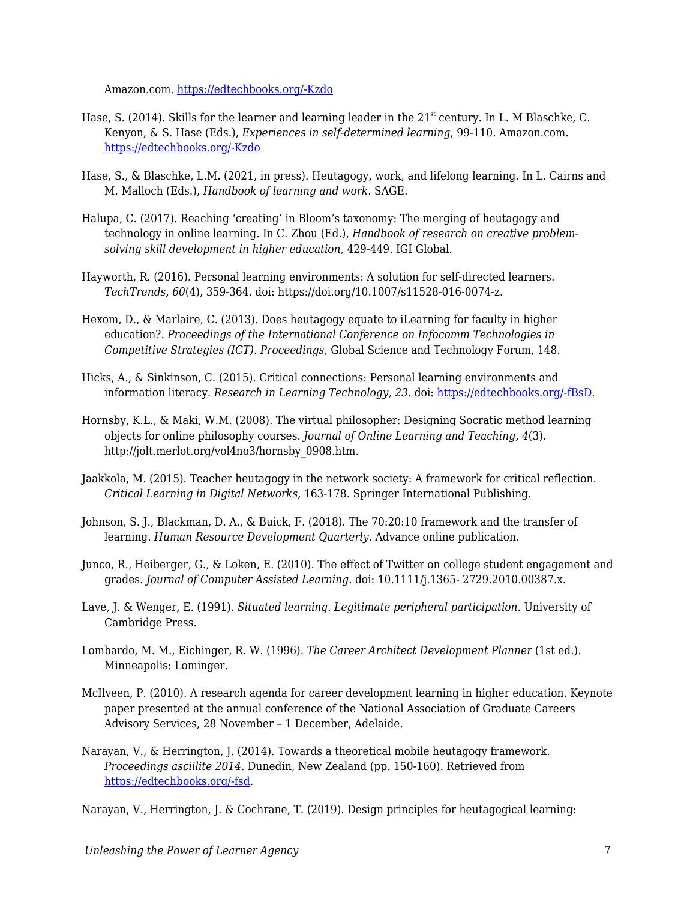Amazon.com. [https://edtechbooks.org/-Kzdo](https://edtechbooks.org/-Kzdo)

Hase, S. (2014). Skills for the learner and learning leader in the 21st century. In L. M Blaschke, C. Kenyon, & S. Hase (Eds.), *Experiences in self-determined learning*, 99-110. Amazon.com. [https://edtechbooks.org/-Kzdo](https://edtechbooks.org/-Kzdo)

Hase, S., & Blaschke, L.M. (2021, in press). Heutagogy, work, and lifelong learning. In L. Cairns and M. Malloch (Eds.), *Handbook of learning and work*. SAGE.

Halupa, C. (2017). Reaching 'creating' in Bloom's taxonomy: The merging of heutagogy and technology in online learning. In C. Zhou (Ed.), *Handbook of research on creative problem-solving skill development in higher education,* 429-449. IGI Global.

Hayworth, R. (2016). Personal learning environments: A solution for self-directed learners. *TechTrends, 60*(4), 359-364. doi: https://doi.org/10.1007/s11528-016-0074-z.

Hexom, D., & Marlaire, C. (2013). Does heutagogy equate to iLearning for faculty in higher education?. *Proceedings of the International Conference on Infocomm Technologies in Competitive Strategies (ICT). Proceedings*, Global Science and Technology Forum, 148.

Hicks, A., & Sinkinson, C. (2015). Critical connections: Personal learning environments and information literacy. *Research in Learning Technology, 23*. doi: [https://edtechbooks.org/-fBsD](https://edtechbooks.org/-fBsD).

Hornsby, K.L., & Maki, W.M. (2008). The virtual philosopher: Designing Socratic method learning objects for online philosophy courses. *Journal of Online Learning and Teaching, 4*(3). http://jolt.merlot.org/vol4no3/hornsby_0908.htm.

Jaakkola, M. (2015). Teacher heutagogy in the network society: A framework for critical reflection. *Critical Learning in Digital Networks,* 163-178. Springer International Publishing.

Johnson, S. J., Blackman, D. A., & Buick, F. (2018). The 70:20:10 framework and the transfer of learning. *Human Resource Development Quarterly*. Advance online publication.

Junco, R., Heiberger, G., & Loken, E. (2010). The effect of Twitter on college student engagement and grades. *Journal of Computer Assisted Learning*. doi: 10.1111/j.1365- 2729.2010.00387.x.

Lave, J. & Wenger, E. (1991). *Situated learning. Legitimate peripheral participation*. University of Cambridge Press.

Lombardo, M. M., Eichinger, R. W. (1996). *The Career Architect Development Planner* (1st ed.). Minneapolis: Lominger.

McIlveen, P. (2010). A research agenda for career development learning in higher education. Keynote paper presented at the annual conference of the National Association of Graduate Careers Advisory Services, 28 November – 1 December, Adelaide.

Narayan, V., & Herrington, J. (2014). Towards a theoretical mobile heutagogy framework. *Proceedings asciilite 2014*. Dunedin, New Zealand (pp. 150-160). Retrieved from [https://edtechbooks.org/-fsd](https://edtechbooks.org/-fsd).

Narayan, V., Herrington, J. & Cochrane, T. (2019). Design principles for heutagogical learning: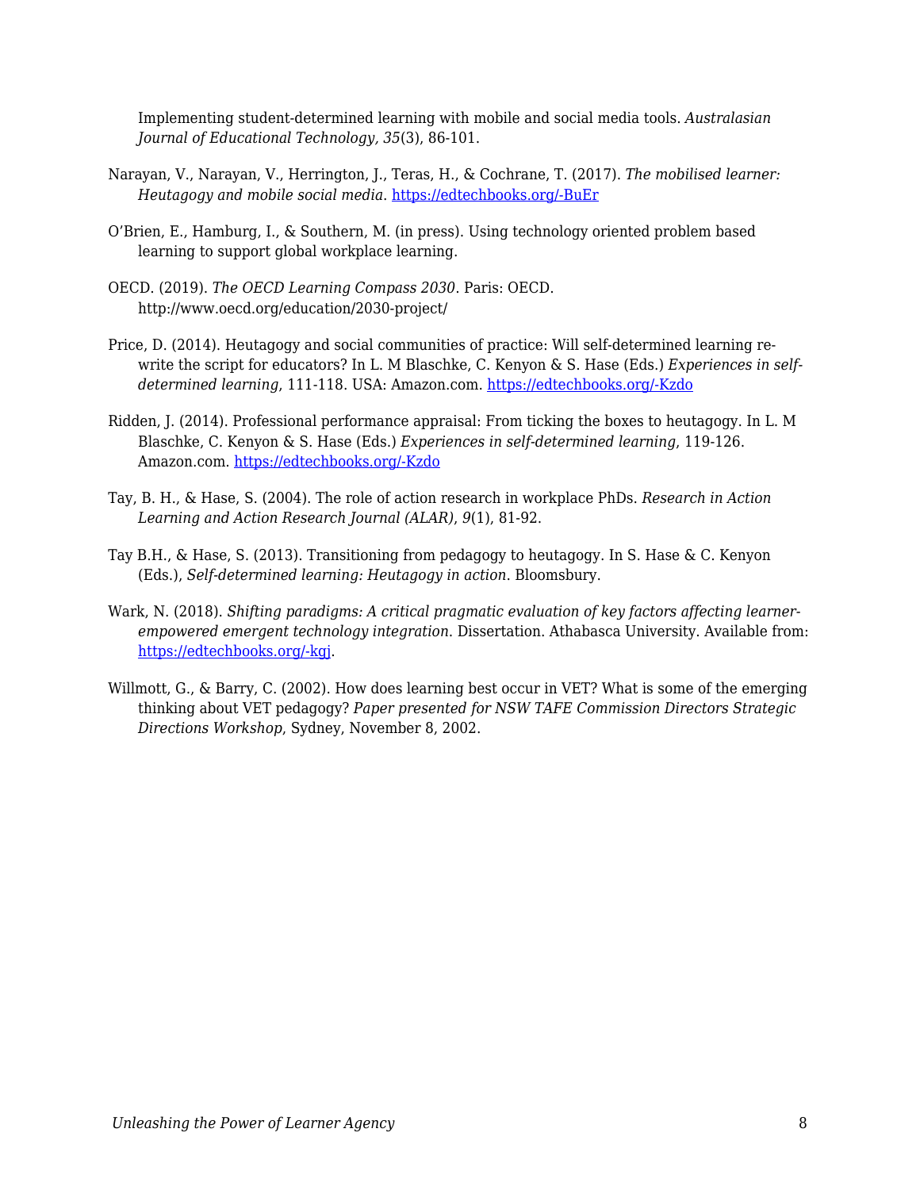Implementing student-determined learning with mobile and social media tools. *Australasian Journal of Educational Technology, 35*(3), 86-101.

Narayan, V., Narayan, V., Herrington, J., Teras, H., & Cochrane, T. (2017). *The mobilised learner: Heutagogy and mobile social media*. https://edtechbooks.org/-BuEr

O'Brien, E., Hamburg, I., & Southern, M. (in press). Using technology oriented problem based learning to support global workplace learning.

OECD. (2019). *The OECD Learning Compass 2030*. Paris: OECD. http://www.oecd.org/education/2030-project/

Price, D. (2014). Heutagogy and social communities of practice: Will self-determined learning re-write the script for educators? In L. M Blaschke, C. Kenyon & S. Hase (Eds.) *Experiences in self-determined learning*, 111-118. USA: Amazon.com. https://edtechbooks.org/-Kzdo

Ridden, J. (2014). Professional performance appraisal: From ticking the boxes to heutagogy. In L. M Blaschke, C. Kenyon & S. Hase (Eds.) *Experiences in self-determined learning*, 119-126. Amazon.com. https://edtechbooks.org/-Kzdo

Tay, B. H., & Hase, S. (2004). The role of action research in workplace PhDs. *Research in Action Learning and Action Research Journal (ALAR)*, *9*(1), 81-92.

Tay B.H., & Hase, S. (2013). Transitioning from pedagogy to heutagogy. In S. Hase & C. Kenyon (Eds.), *Self-determined learning: Heutagogy in action*. Bloomsbury.

Wark, N. (2018). *Shifting paradigms: A critical pragmatic evaluation of key factors affecting learner-empowered emergent technology integration*. Dissertation. Athabasca University. Available from: https://edtechbooks.org/-kgj.

Willmott, G., & Barry, C. (2002). How does learning best occur in VET? What is some of the emerging thinking about VET pedagogy? *Paper presented for NSW TAFE Commission Directors Strategic Directions Workshop*, Sydney, November 8, 2002.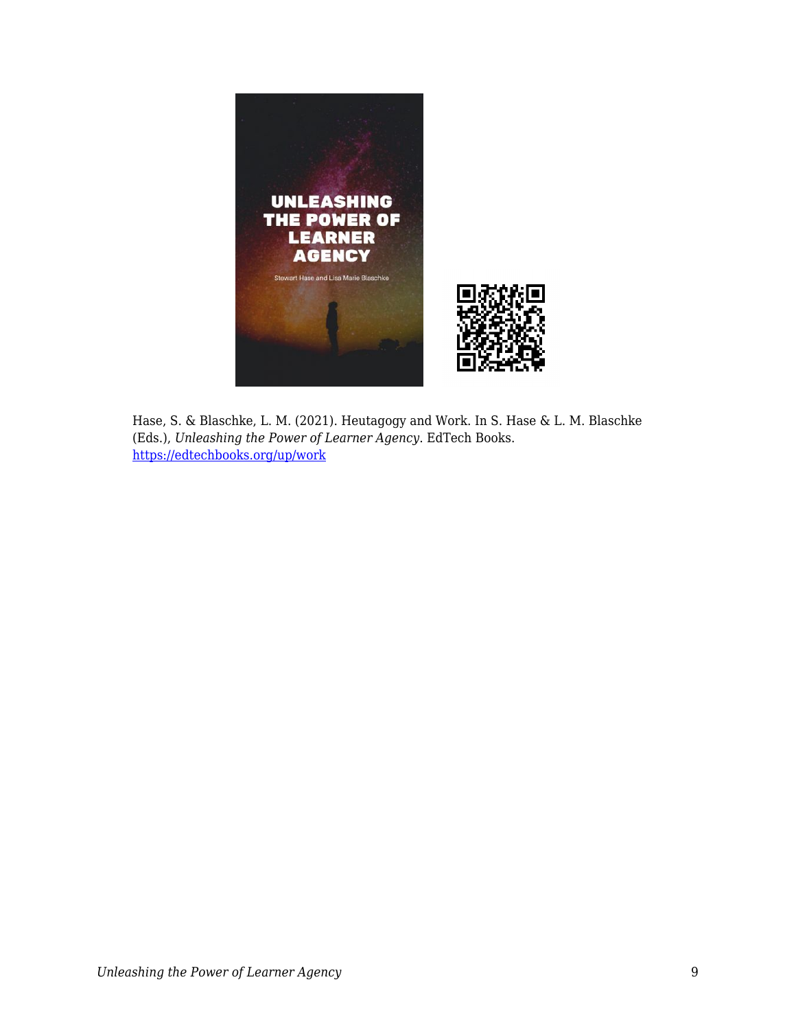Hase, S. & Blaschke, L. M. (2021). Heutagogy and Work. In S. Hase & L. M. Blaschke (Eds.), *Unleashing the Power of Learner Agency*. EdTech Books. [https://edtechbooks.org/up/work](https://edtechbooks.org/up/work)